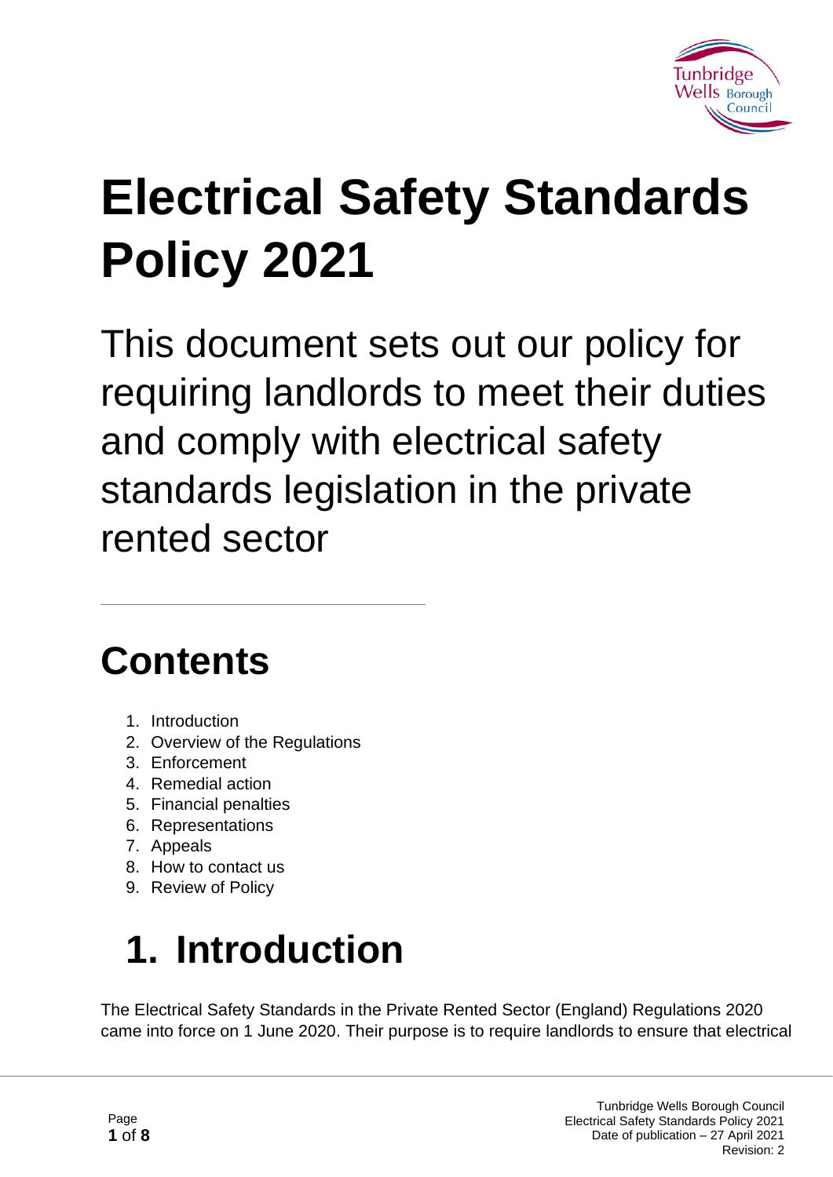# Electrical Safety Standards Policy 2021

This document sets out our policy for requiring landlords to meet their duties and comply with electrical safety standards legislation in the private rented sector

---

## Contents

1. Introduction
2. Overview of the Regulations
3. Enforcement
4. Remedial action
5. Financial penalties
6. Representations
7. Appeals
8. How to contact us
9. Review of Policy

## 1. Introduction

The Electrical Safety Standards in the Private Rented Sector (England) Regulations 2020 came into force on 1 June 2020. Their purpose is to require landlords to ensure that electrical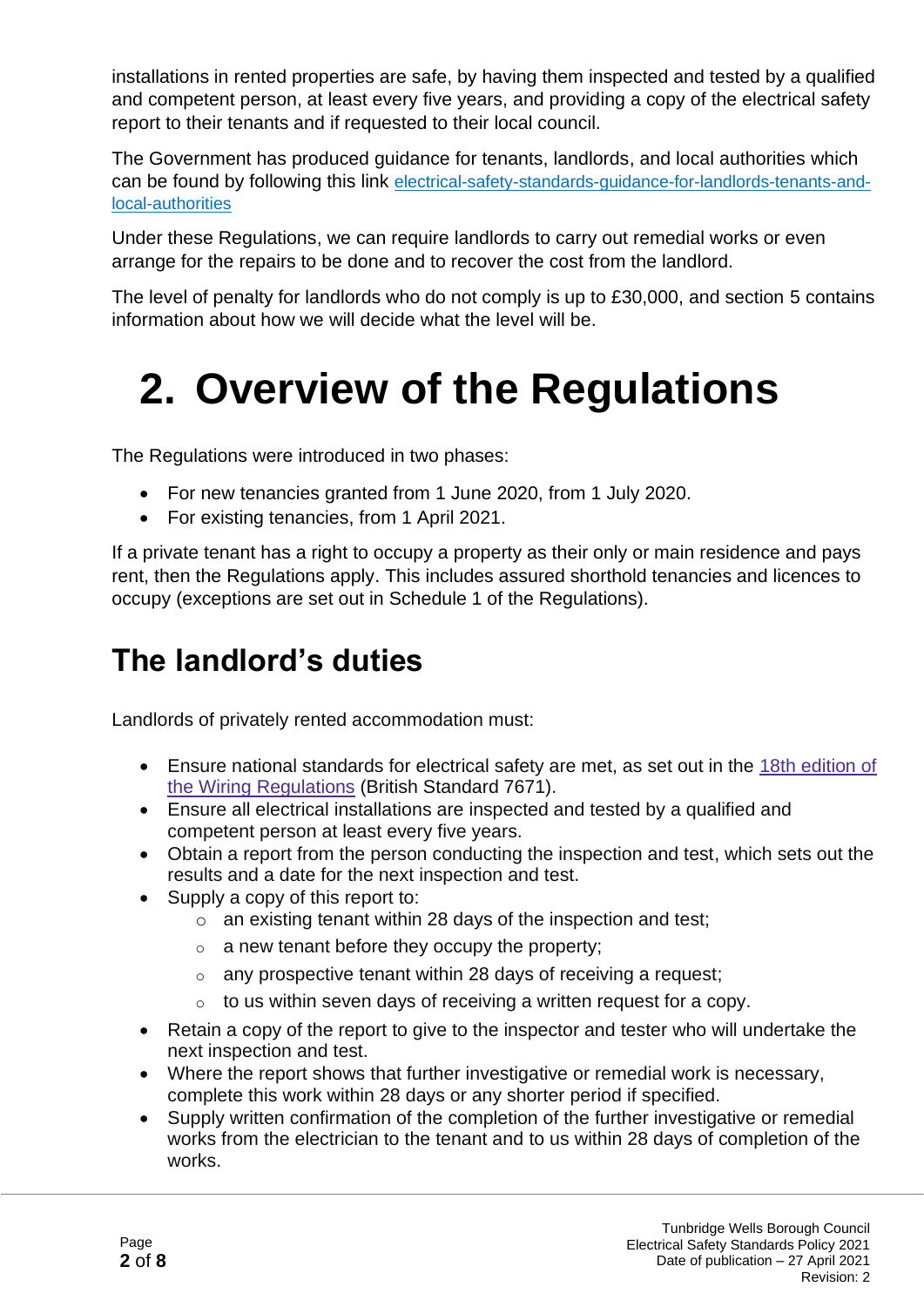installations in rented properties are safe, by having them inspected and tested by a qualified and competent person, at least every five years, and providing a copy of the electrical safety report to their tenants and if requested to their local council.

The Government has produced guidance for tenants, landlords, and local authorities which can be found by following this link [electrical-safety-standards-guidance-for-landlords-tenants-and-local-authorities]

Under these Regulations, we can require landlords to carry out remedial works or even arrange for the repairs to be done and to recover the cost from the landlord.

The level of penalty for landlords who do not comply is up to £30,000, and section 5 contains information about how we will decide what the level will be.

# 2. Overview of the Regulations

The Regulations were introduced in two phases:

- For new tenancies granted from 1 June 2020, from 1 July 2020.
- For existing tenancies, from 1 April 2021.

If a private tenant has a right to occupy a property as their only or main residence and pays rent, then the Regulations apply. This includes assured shorthold tenancies and licences to occupy (exceptions are set out in Schedule 1 of the Regulations).

## The landlord's duties

Landlords of privately rented accommodation must:

- Ensure national standards for electrical safety are met, as set out in the 18th edition of the Wiring Regulations (British Standard 7671).
- Ensure all electrical installations are inspected and tested by a qualified and competent person at least every five years.
- Obtain a report from the person conducting the inspection and test, which sets out the results and a date for the next inspection and test.
- Supply a copy of this report to:
  - an existing tenant within 28 days of the inspection and test;
  - a new tenant before they occupy the property;
  - any prospective tenant within 28 days of receiving a request;
  - to us within seven days of receiving a written request for a copy.
- Retain a copy of the report to give to the inspector and tester who will undertake the next inspection and test.
- Where the report shows that further investigative or remedial work is necessary, complete this work within 28 days or any shorter period if specified.
- Supply written confirmation of the completion of the further investigative or remedial works from the electrician to the tenant and to us within 28 days of completion of the works.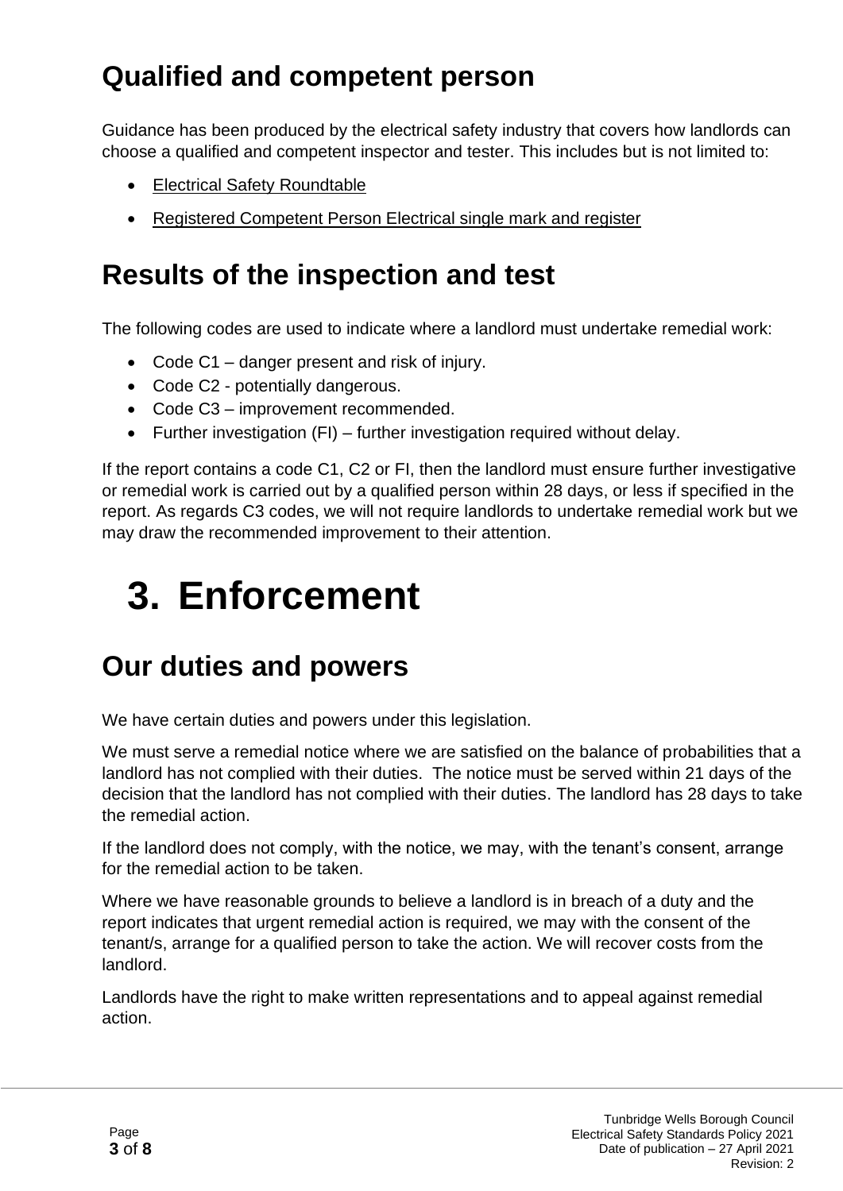## Qualified and competent person

Guidance has been produced by the electrical safety industry that covers how landlords can choose a qualified and competent inspector and tester. This includes but is not limited to:

- Electrical Safety Roundtable
- Registered Competent Person Electrical single mark and register

## Results of the inspection and test

The following codes are used to indicate where a landlord must undertake remedial work:

- Code C1 – danger present and risk of injury.
- Code C2 - potentially dangerous.
- Code C3 – improvement recommended.
- Further investigation (FI) – further investigation required without delay.

If the report contains a code C1, C2 or FI, then the landlord must ensure further investigative or remedial work is carried out by a qualified person within 28 days, or less if specified in the report. As regards C3 codes, we will not require landlords to undertake remedial work but we may draw the recommended improvement to their attention.

# 3. Enforcement

## Our duties and powers

We have certain duties and powers under this legislation.

We must serve a remedial notice where we are satisfied on the balance of probabilities that a landlord has not complied with their duties. The notice must be served within 21 days of the decision that the landlord has not complied with their duties. The landlord has 28 days to take the remedial action.

If the landlord does not comply, with the notice, we may, with the tenant's consent, arrange for the remedial action to be taken.

Where we have reasonable grounds to believe a landlord is in breach of a duty and the report indicates that urgent remedial action is required, we may with the consent of the tenant/s, arrange for a qualified person to take the action. We will recover costs from the landlord.

Landlords have the right to make written representations and to appeal against remedial action.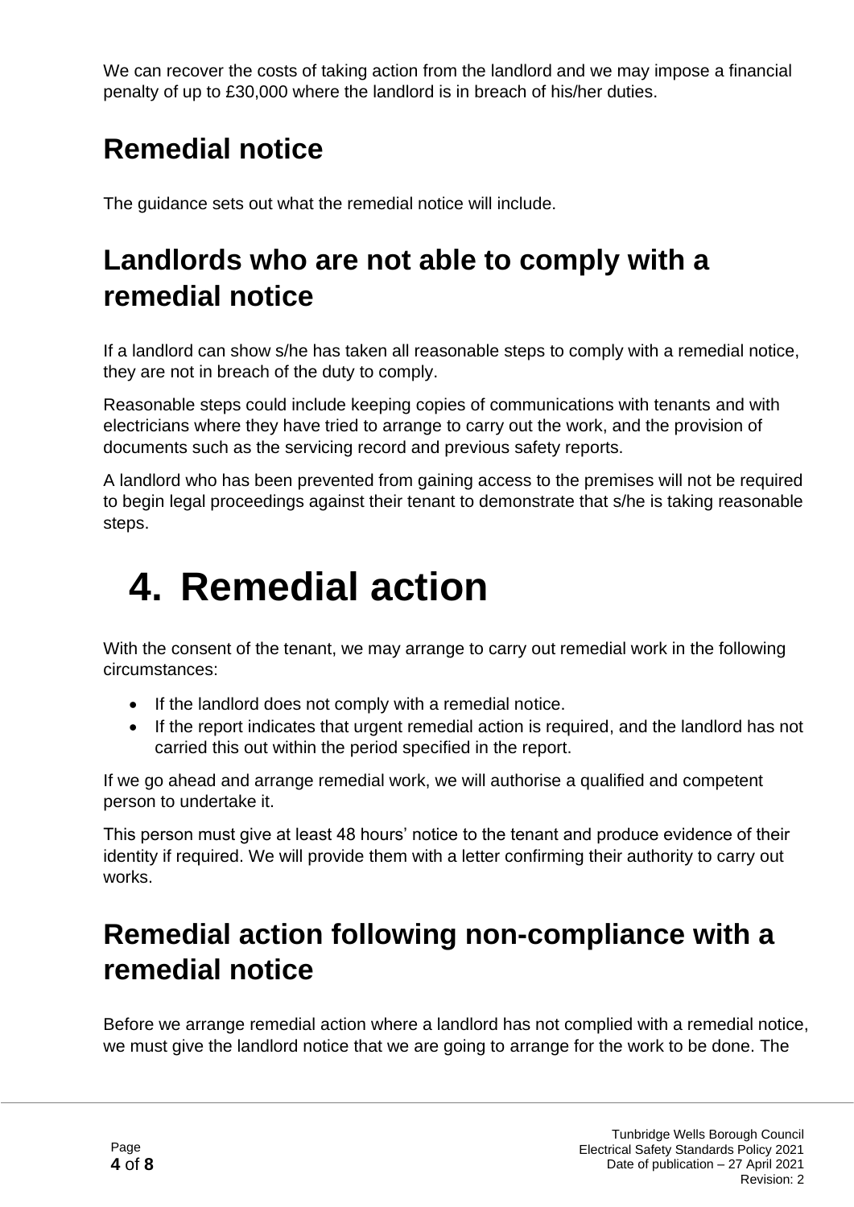We can recover the costs of taking action from the landlord and we may impose a financial penalty of up to £30,000 where the landlord is in breach of his/her duties.

## Remedial notice

The guidance sets out what the remedial notice will include.

## Landlords who are not able to comply with a remedial notice

If a landlord can show s/he has taken all reasonable steps to comply with a remedial notice, they are not in breach of the duty to comply.

Reasonable steps could include keeping copies of communications with tenants and with electricians where they have tried to arrange to carry out the work, and the provision of documents such as the servicing record and previous safety reports.

A landlord who has been prevented from gaining access to the premises will not be required to begin legal proceedings against their tenant to demonstrate that s/he is taking reasonable steps.

# 4. Remedial action

With the consent of the tenant, we may arrange to carry out remedial work in the following circumstances:

- If the landlord does not comply with a remedial notice.
- If the report indicates that urgent remedial action is required, and the landlord has not carried this out within the period specified in the report.

If we go ahead and arrange remedial work, we will authorise a qualified and competent person to undertake it.

This person must give at least 48 hours' notice to the tenant and produce evidence of their identity if required. We will provide them with a letter confirming their authority to carry out works.

## Remedial action following non-compliance with a remedial notice

Before we arrange remedial action where a landlord has not complied with a remedial notice, we must give the landlord notice that we are going to arrange for the work to be done. The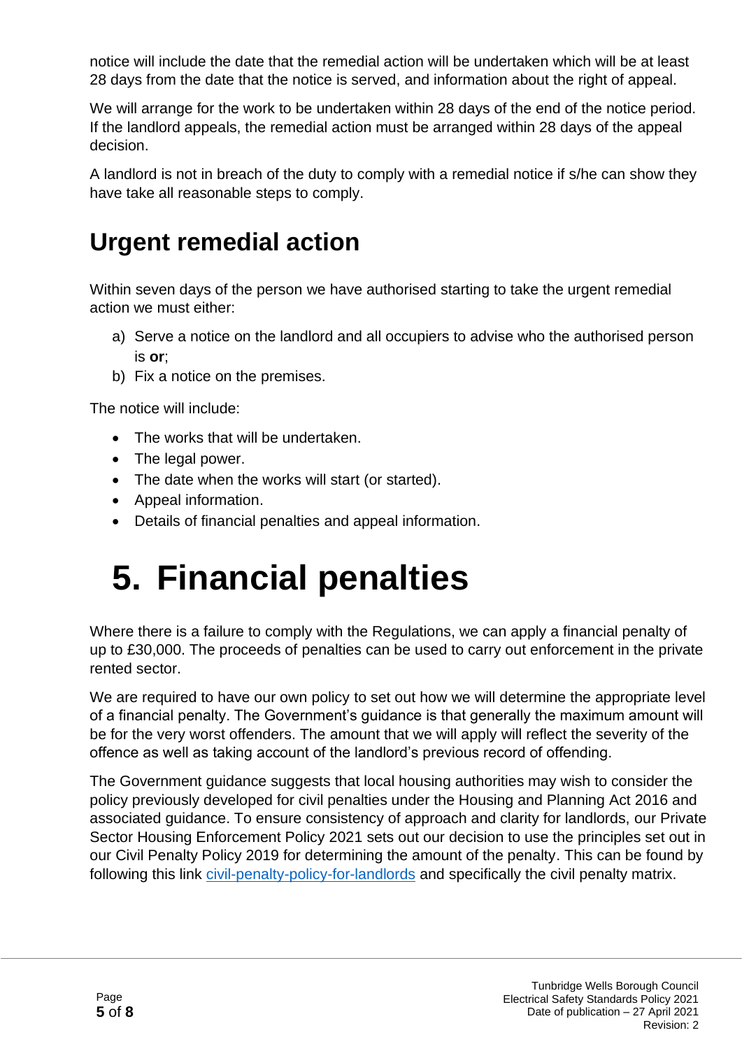notice will include the date that the remedial action will be undertaken which will be at least 28 days from the date that the notice is served, and information about the right of appeal.

We will arrange for the work to be undertaken within 28 days of the end of the notice period. If the landlord appeals, the remedial action must be arranged within 28 days of the appeal decision.

A landlord is not in breach of the duty to comply with a remedial notice if s/he can show they have take all reasonable steps to comply.

## Urgent remedial action

Within seven days of the person we have authorised starting to take the urgent remedial action we must either:

a) Serve a notice on the landlord and all occupiers to advise who the authorised person is **or**;
b) Fix a notice on the premises.

The notice will include:

- The works that will be undertaken.
- The legal power.
- The date when the works will start (or started).
- Appeal information.
- Details of financial penalties and appeal information.

# 5. Financial penalties

Where there is a failure to comply with the Regulations, we can apply a financial penalty of up to £30,000. The proceeds of penalties can be used to carry out enforcement in the private rented sector.

We are required to have our own policy to set out how we will determine the appropriate level of a financial penalty. The Government's guidance is that generally the maximum amount will be for the very worst offenders. The amount that we will apply will reflect the severity of the offence as well as taking account of the landlord's previous record of offending.

The Government guidance suggests that local housing authorities may wish to consider the policy previously developed for civil penalties under the Housing and Planning Act 2016 and associated guidance. To ensure consistency of approach and clarity for landlords, our Private Sector Housing Enforcement Policy 2021 sets out our decision to use the principles set out in our Civil Penalty Policy 2019 for determining the amount of the penalty. This can be found by following this link [civil-penalty-policy-for-landlords]() and specifically the civil penalty matrix.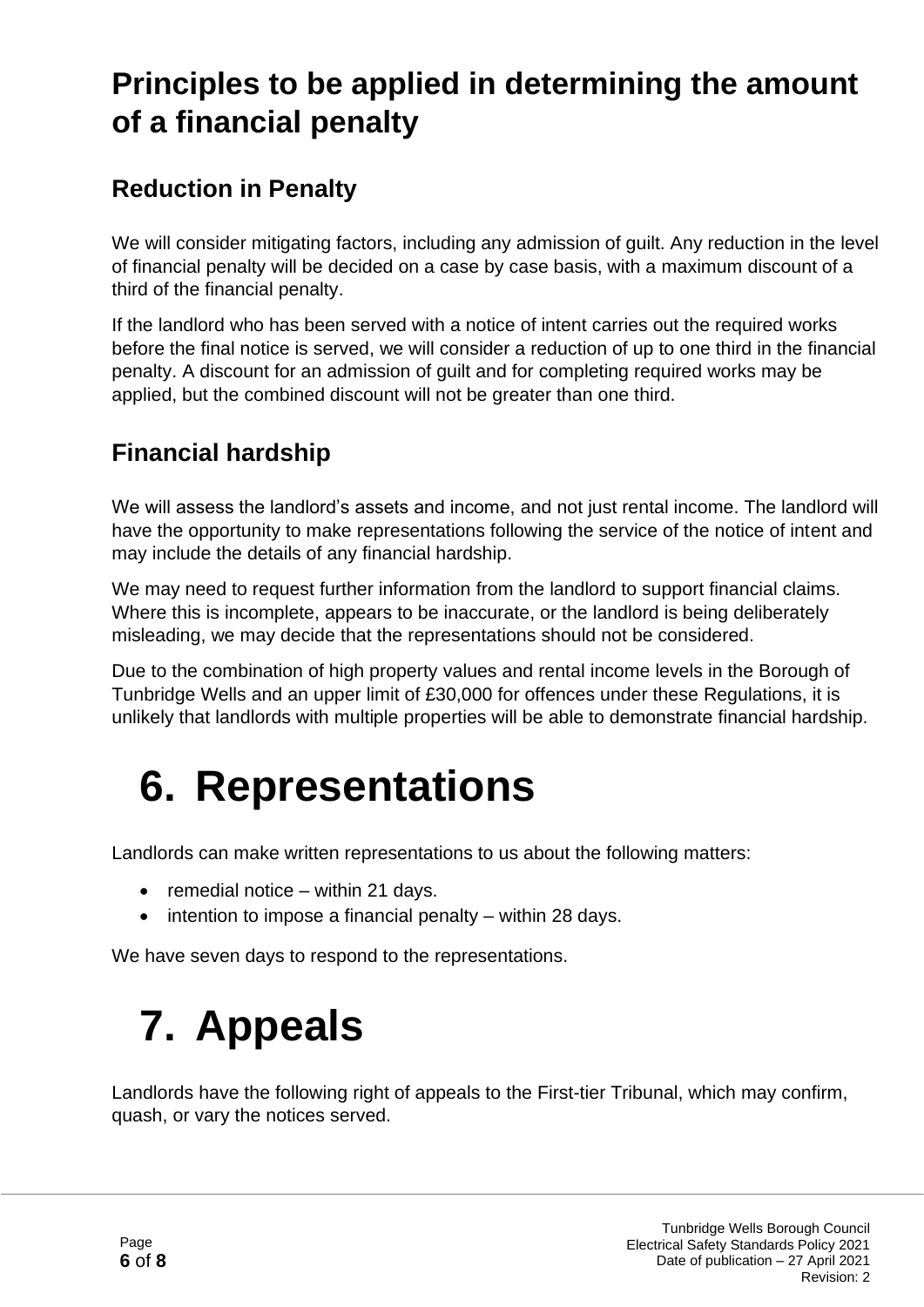## Principles to be applied in determining the amount of a financial penalty

### Reduction in Penalty

We will consider mitigating factors, including any admission of guilt. Any reduction in the level of financial penalty will be decided on a case by case basis, with a maximum discount of a third of the financial penalty.

If the landlord who has been served with a notice of intent carries out the required works before the final notice is served, we will consider a reduction of up to one third in the financial penalty. A discount for an admission of guilt and for completing required works may be applied, but the combined discount will not be greater than one third.

### Financial hardship

We will assess the landlord's assets and income, and not just rental income. The landlord will have the opportunity to make representations following the service of the notice of intent and may include the details of any financial hardship.

We may need to request further information from the landlord to support financial claims. Where this is incomplete, appears to be inaccurate, or the landlord is being deliberately misleading, we may decide that the representations should not be considered.

Due to the combination of high property values and rental income levels in the Borough of Tunbridge Wells and an upper limit of £30,000 for offences under these Regulations, it is unlikely that landlords with multiple properties will be able to demonstrate financial hardship.

# 6. Representations

Landlords can make written representations to us about the following matters:

- remedial notice – within 21 days.
- intention to impose a financial penalty – within 28 days.

We have seven days to respond to the representations.

# 7. Appeals

Landlords have the following right of appeals to the First-tier Tribunal, which may confirm, quash, or vary the notices served.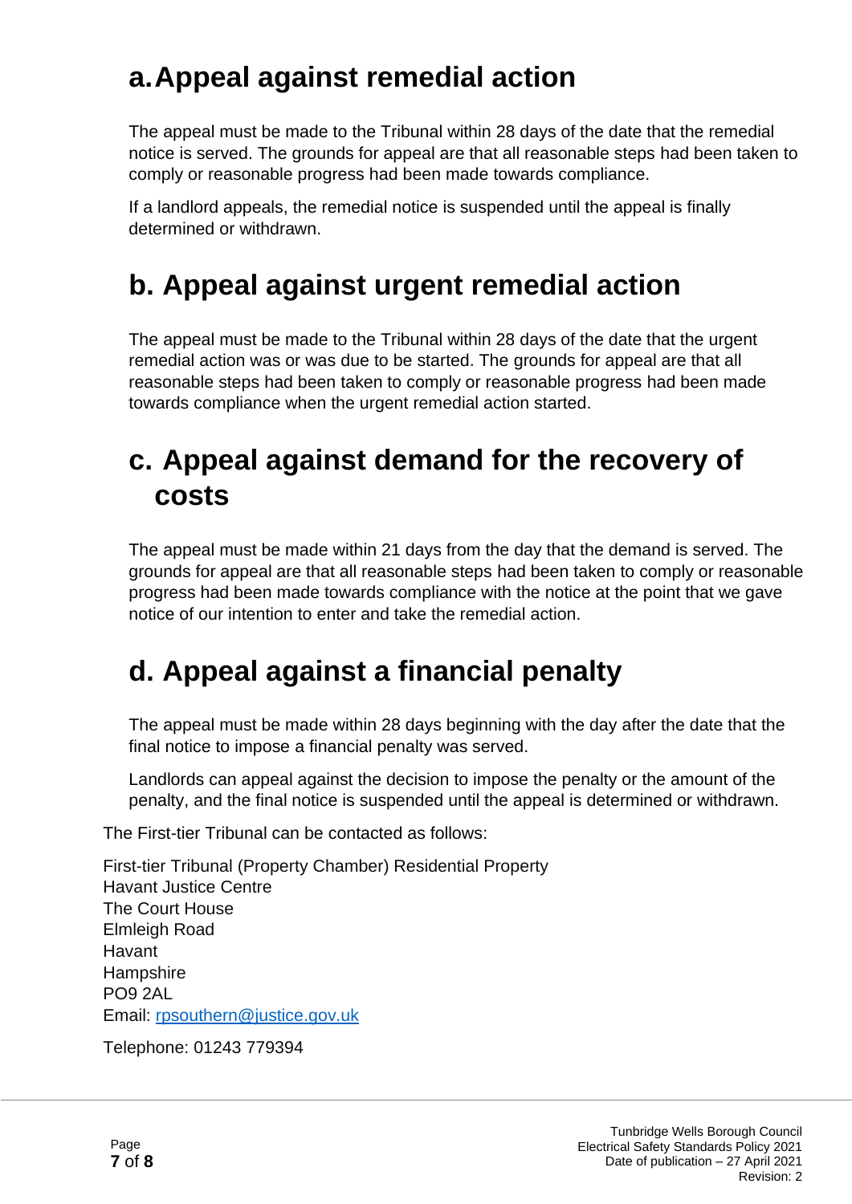# a. Appeal against remedial action

The appeal must be made to the Tribunal within 28 days of the date that the remedial notice is served. The grounds for appeal are that all reasonable steps had been taken to comply or reasonable progress had been made towards compliance.

If a landlord appeals, the remedial notice is suspended until the appeal is finally determined or withdrawn.

# b. Appeal against urgent remedial action

The appeal must be made to the Tribunal within 28 days of the date that the urgent remedial action was or was due to be started. The grounds for appeal are that all reasonable steps had been taken to comply or reasonable progress had been made towards compliance when the urgent remedial action started.

# c. Appeal against demand for the recovery of costs

The appeal must be made within 21 days from the day that the demand is served. The grounds for appeal are that all reasonable steps had been taken to comply or reasonable progress had been made towards compliance with the notice at the point that we gave notice of our intention to enter and take the remedial action.

# d. Appeal against a financial penalty

The appeal must be made within 28 days beginning with the day after the date that the final notice to impose a financial penalty was served.

Landlords can appeal against the decision to impose the penalty or the amount of the penalty, and the final notice is suspended until the appeal is determined or withdrawn.

The First-tier Tribunal can be contacted as follows:

First-tier Tribunal (Property Chamber) Residential Property
Havant Justice Centre
The Court House
Elmleigh Road
Havant
Hampshire
PO9 2AL
Email: [rpsouthern@justice.gov.uk](mailto:rpsouthern@justice.gov.uk)

Telephone: 01243 779394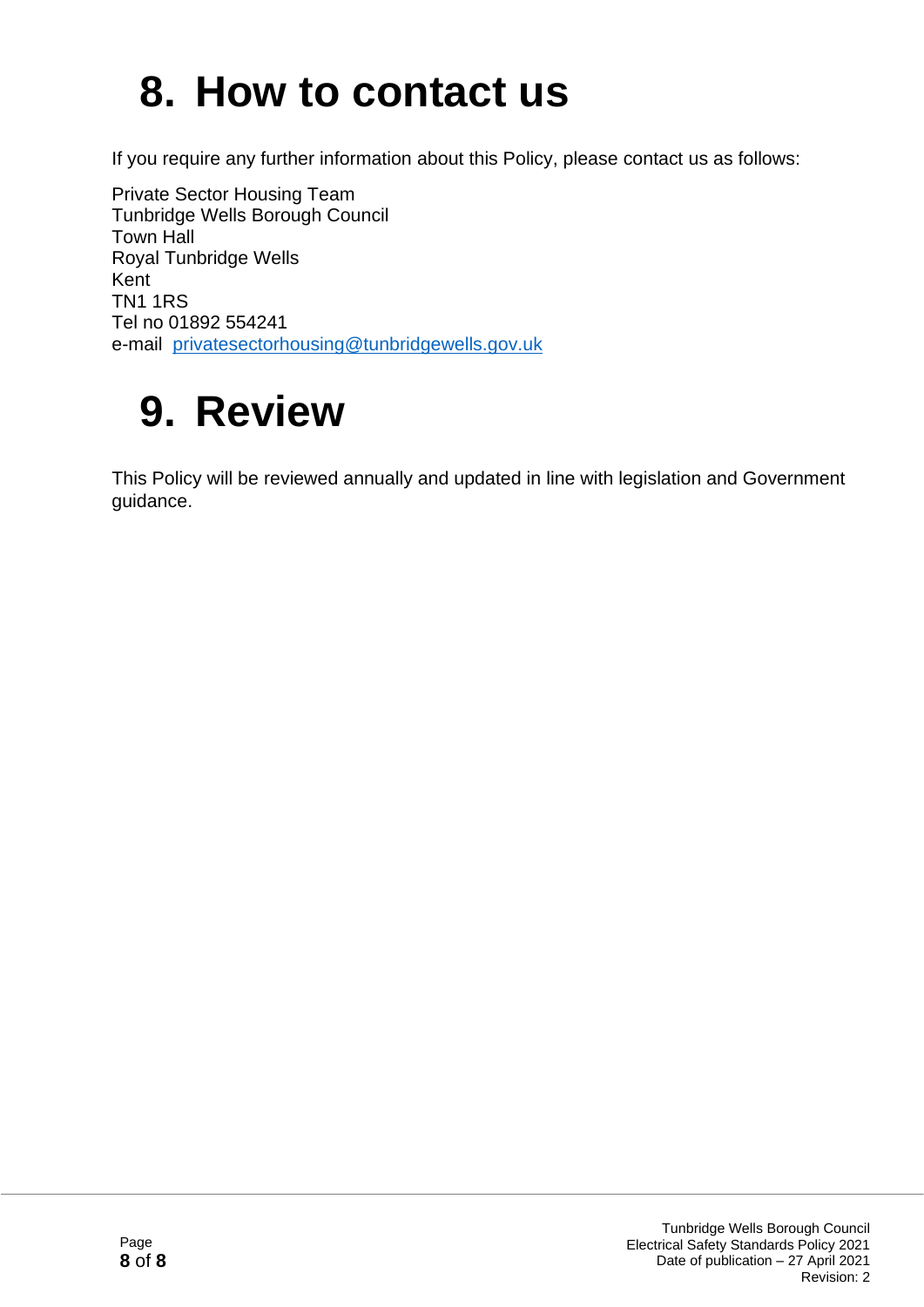# 8. How to contact us

If you require any further information about this Policy, please contact us as follows:

Private Sector Housing Team  
Tunbridge Wells Borough Council  
Town Hall  
Royal Tunbridge Wells  
Kent  
TN1 1RS  
Tel no 01892 554241  
e-mail privatesectorhousing@tunbridgewells.gov.uk

# 9. Review

This Policy will be reviewed annually and updated in line with legislation and Government guidance.